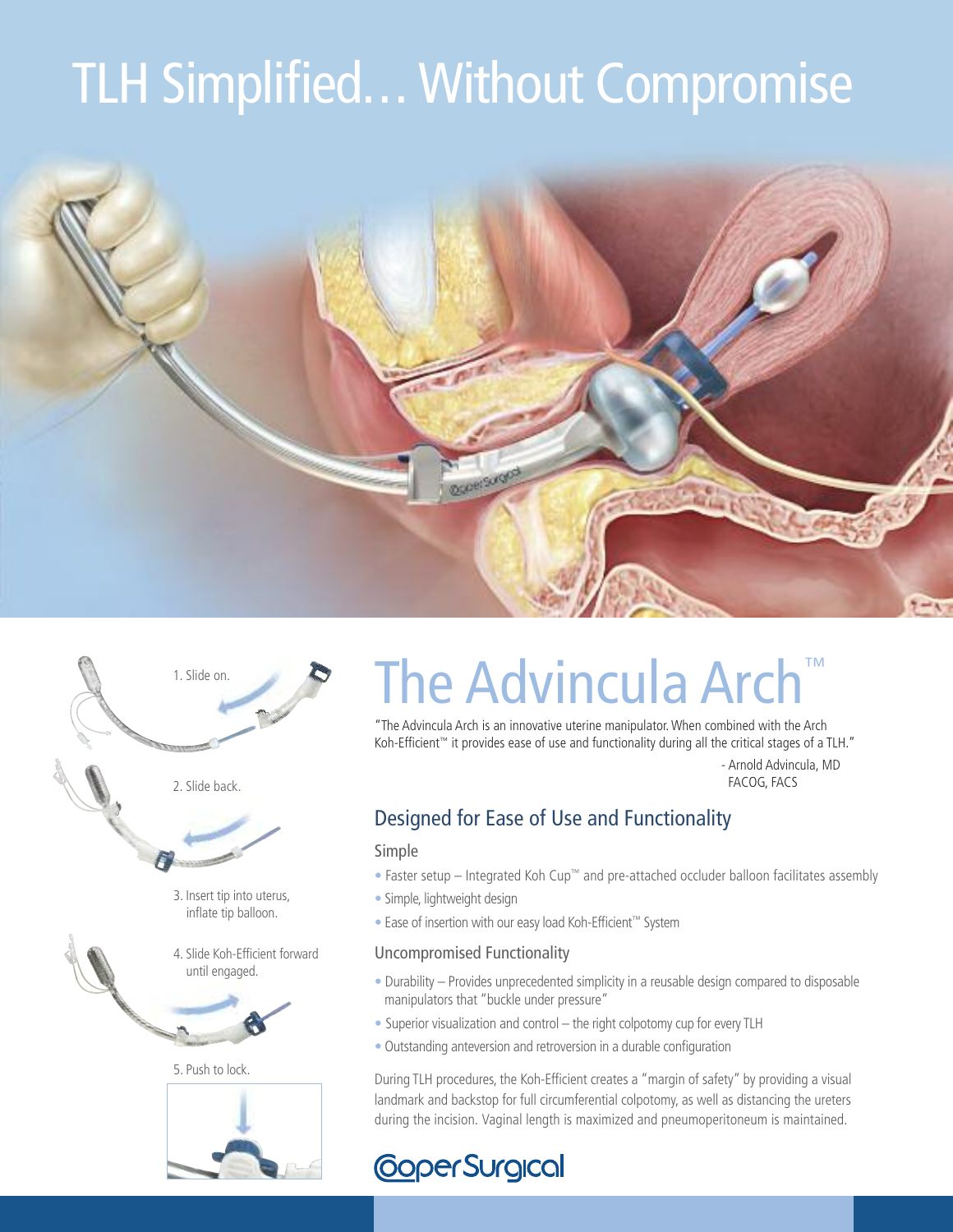# TLH Simplified… Without Compromise

1. Slide on.

2. Slide back.

3. Insert tip into uterus, inflate tip balloon.

4. Slide Koh-Efficient forward until engaged.

5. Push to lock.

# The Advincula Arch™

"The Advincula Arch is an innovative uterine manipulator. When combined with the Arch Koh-Efficient™ it provides ease of use and functionality during all the critical stages of a TLH."

- Arnold Advincula, MD FACOG, FACS

## Designed for Ease of Use and Functionality

### Simple

- Faster setup – Integrated Koh Cup™ and pre-attached occluder balloon facilitates assembly
- Simple, lightweight design
- Ease of insertion with our easy load Koh-Efficient™ System

### Uncompromised Functionality

- Durability – Provides unprecedented simplicity in a reusable design compared to disposable manipulators that "buckle under pressure"
- Superior visualization and control – the right colpotomy cup for every TLH
- Outstanding anteversion and retroversion in a durable configuration

During TLH procedures, the Koh-Efficient creates a "margin of safety" by providing a visual landmark and backstop for full circumferential colpotomy, as well as distancing the ureters during the incision. Vaginal length is maximized and pneumoperitoneum is maintained.

CooperSurgical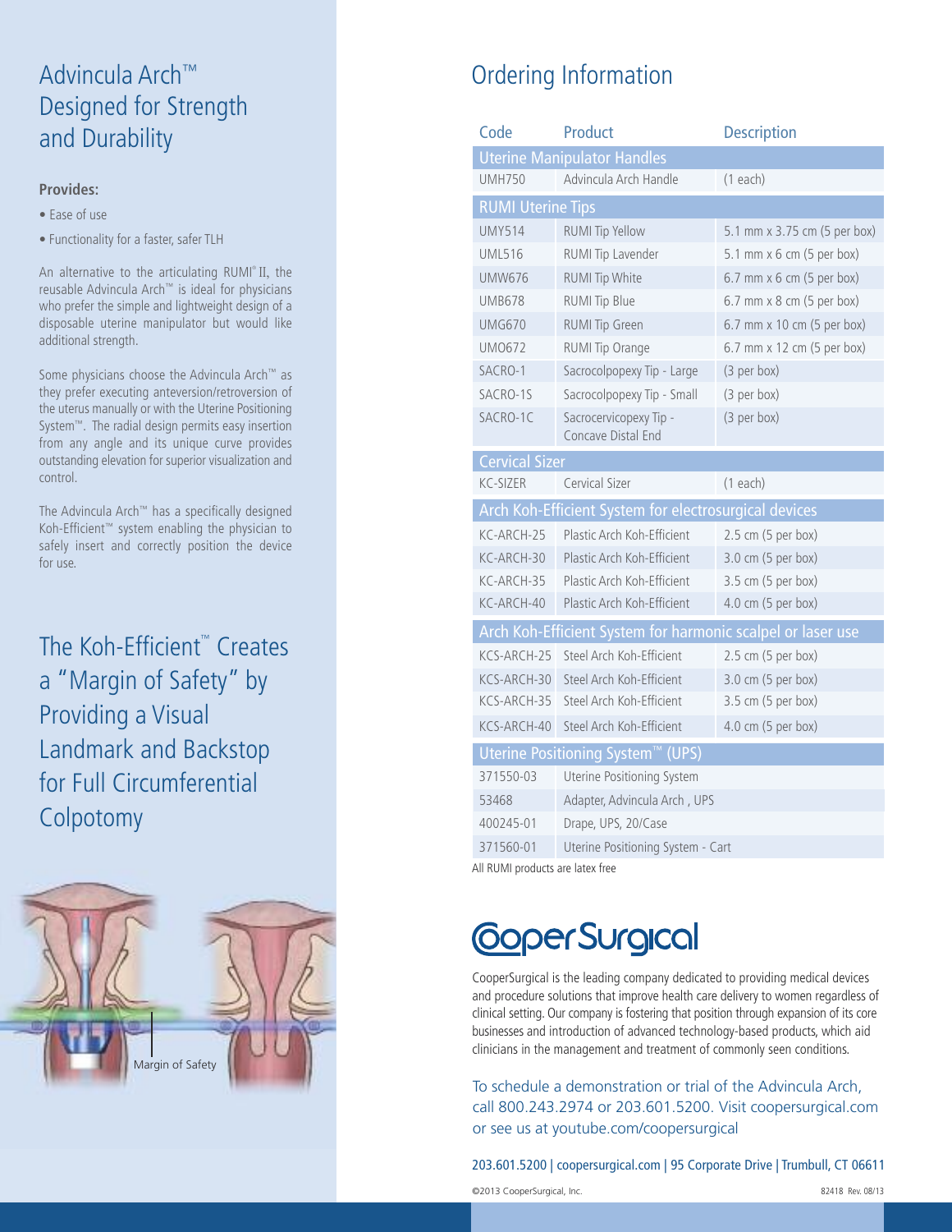## Advincula Arch™ Designed for Strength and Durability

**Provides:**

- Ease of use
- Functionality for a faster, safer TLH

An alternative to the articulating RUMI® II, the reusable Advincula Arch™ is ideal for physicians who prefer the simple and lightweight design of a disposable uterine manipulator but would like additional strength.

Some physicians choose the Advincula Arch™ as they prefer executing anteversion/retroversion of the uterus manually or with the Uterine Positioning System™. The radial design permits easy insertion from any angle and its unique curve provides outstanding elevation for superior visualization and control.

The Advincula Arch™ has a specifically designed Koh-Efficient™ system enabling the physician to safely insert and correctly position the device for use.

## The Koh-Efficient™ Creates a "Margin of Safety" by Providing a Visual Landmark and Backstop for Full Circumferential Colpotomy

Margin of Safety

## Ordering Information

| Code | Product | Description |
|---|---|---|
| **Uterine Manipulator Handles** | | |
| UMH750 | Advincula Arch Handle | (1 each) |
| **RUMI Uterine Tips** | | |
| UMY514 | RUMI Tip Yellow | 5.1 mm x 3.75 cm (5 per box) |
| UML516 | RUMI Tip Lavender | 5.1 mm x 6 cm (5 per box) |
| UMW676 | RUMI Tip White | 6.7 mm x 6 cm (5 per box) |
| UMB678 | RUMI Tip Blue | 6.7 mm x 8 cm (5 per box) |
| UMG670 | RUMI Tip Green | 6.7 mm x 10 cm (5 per box) |
| UMO672 | RUMI Tip Orange | 6.7 mm x 12 cm (5 per box) |
| SACRO-1 | Sacrocolpopexy Tip - Large | (3 per box) |
| SACRO-1S | Sacrocolpopexy Tip - Small | (3 per box) |
| SACRO-1C | Sacrocervicopexy Tip - Concave Distal End | (3 per box) |
| **Cervical Sizer** | | |
| KC-SIZER | Cervical Sizer | (1 each) |
| **Arch Koh-Efficient System for electrosurgical devices** | | |
| KC-ARCH-25 | Plastic Arch Koh-Efficient | 2.5 cm (5 per box) |
| KC-ARCH-30 | Plastic Arch Koh-Efficient | 3.0 cm (5 per box) |
| KC-ARCH-35 | Plastic Arch Koh-Efficient | 3.5 cm (5 per box) |
| KC-ARCH-40 | Plastic Arch Koh-Efficient | 4.0 cm (5 per box) |
| **Arch Koh-Efficient System for harmonic scalpel or laser use** | | |
| KCS-ARCH-25 | Steel Arch Koh-Efficient | 2.5 cm (5 per box) |
| KCS-ARCH-30 | Steel Arch Koh-Efficient | 3.0 cm (5 per box) |
| KCS-ARCH-35 | Steel Arch Koh-Efficient | 3.5 cm (5 per box) |
| KCS-ARCH-40 | Steel Arch Koh-Efficient | 4.0 cm (5 per box) |
| **Uterine Positioning System™ (UPS)** | | |
| 371550-03 | Uterine Positioning System | |
| 53468 | Adapter, Advincula Arch , UPS | |
| 400245-01 | Drape, UPS, 20/Case | |
| 371560-01 | Uterine Positioning System - Cart | |

All RUMI products are latex free

**CooperSurgical**

CooperSurgical is the leading company dedicated to providing medical devices and procedure solutions that improve health care delivery to women regardless of clinical setting. Our company is fostering that position through expansion of its core businesses and introduction of advanced technology-based products, which aid clinicians in the management and treatment of commonly seen conditions.

To schedule a demonstration or trial of the Advincula Arch, call 800.243.2974 or 203.601.5200. Visit coopersurgical.com or see us at youtube.com/coopersurgical

203.601.5200 | coopersurgical.com | 95 Corporate Drive | Trumbull, CT 06611

©2013 CooperSurgical, Inc. 82418 Rev. 08/13